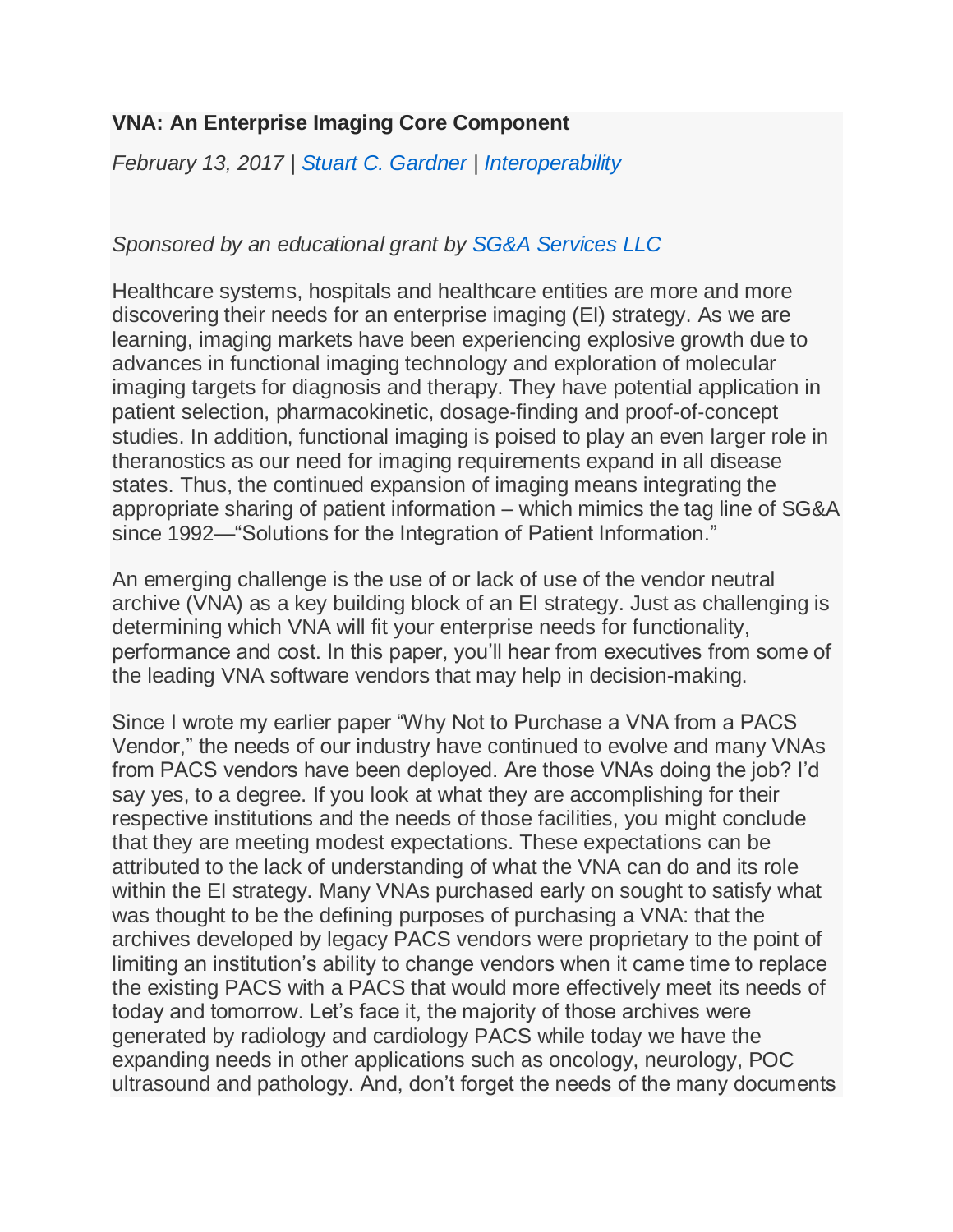**VNA: An Enterprise Imaging Core Component**

*February 13, 2017 | Stuart C. Gardner | Interoperability*

*Sponsored by an educational grant by SG&A Services LLC*

Healthcare systems, hospitals and healthcare entities are more and more discovering their needs for an enterprise imaging (EI) strategy. As we are learning, imaging markets have been experiencing explosive growth due to advances in functional imaging technology and exploration of molecular imaging targets for diagnosis and therapy. They have potential application in patient selection, pharmacokinetic, dosage-finding and proof-of-concept studies. In addition, functional imaging is poised to play an even larger role in theranostics as our need for imaging requirements expand in all disease states. Thus, the continued expansion of imaging means integrating the appropriate sharing of patient information – which mimics the tag line of SG&A since 1992—"Solutions for the Integration of Patient Information."

An emerging challenge is the use of or lack of use of the vendor neutral archive (VNA) as a key building block of an EI strategy. Just as challenging is determining which VNA will fit your enterprise needs for functionality, performance and cost. In this paper, you'll hear from executives from some of the leading VNA software vendors that may help in decision-making.

Since I wrote my earlier paper "Why Not to Purchase a VNA from a PACS Vendor," the needs of our industry have continued to evolve and many VNAs from PACS vendors have been deployed. Are those VNAs doing the job? I'd say yes, to a degree. If you look at what they are accomplishing for their respective institutions and the needs of those facilities, you might conclude that they are meeting modest expectations. These expectations can be attributed to the lack of understanding of what the VNA can do and its role within the EI strategy. Many VNAs purchased early on sought to satisfy what was thought to be the defining purposes of purchasing a VNA: that the archives developed by legacy PACS vendors were proprietary to the point of limiting an institution's ability to change vendors when it came time to replace the existing PACS with a PACS that would more effectively meet its needs of today and tomorrow. Let's face it, the majority of those archives were generated by radiology and cardiology PACS while today we have the expanding needs in other applications such as oncology, neurology, POC ultrasound and pathology. And, don't forget the needs of the many documents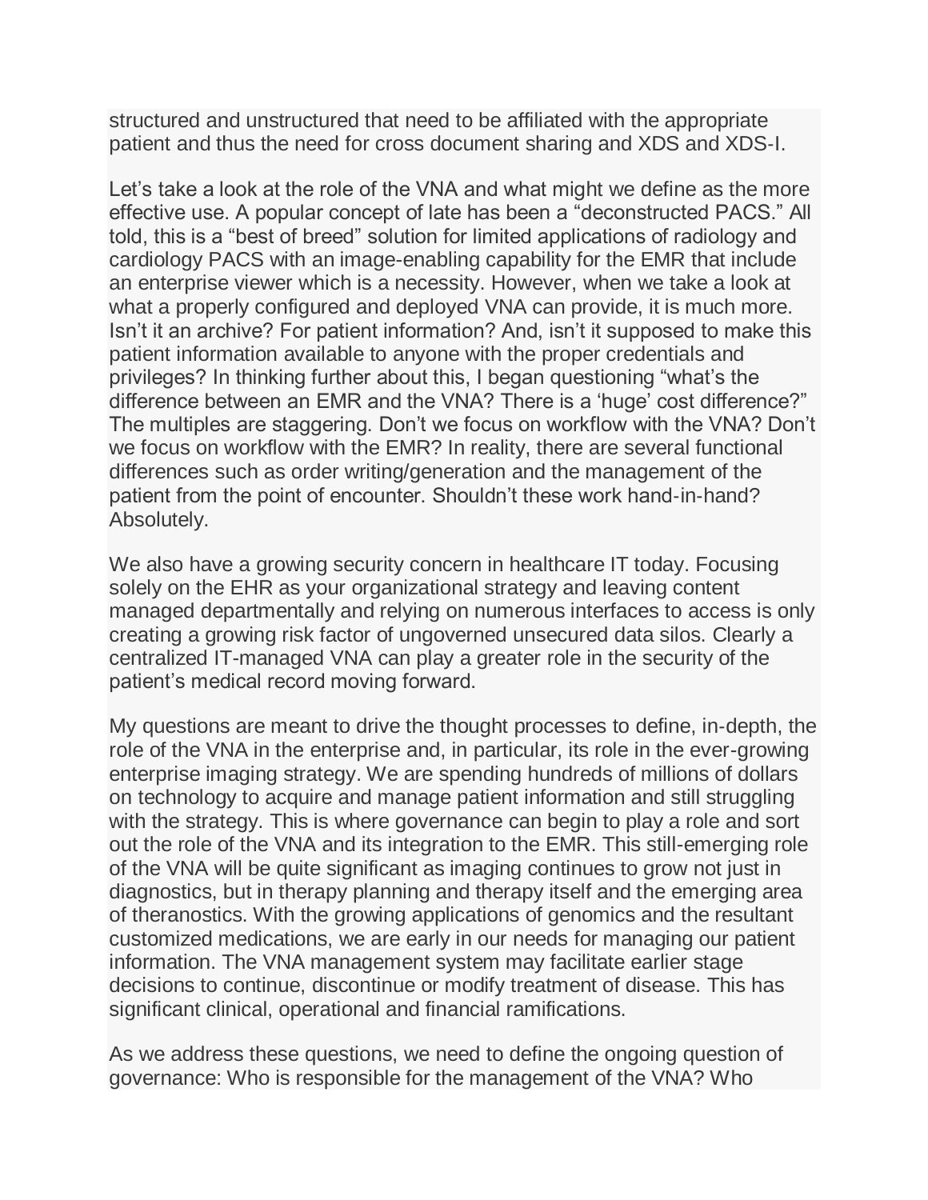structured and unstructured that need to be affiliated with the appropriate patient and thus the need for cross document sharing and XDS and XDS-I.

Let's take a look at the role of the VNA and what might we define as the more effective use. A popular concept of late has been a "deconstructed PACS." All told, this is a "best of breed" solution for limited applications of radiology and cardiology PACS with an image-enabling capability for the EMR that include an enterprise viewer which is a necessity. However, when we take a look at what a properly configured and deployed VNA can provide, it is much more. Isn't it an archive? For patient information? And, isn't it supposed to make this patient information available to anyone with the proper credentials and privileges? In thinking further about this, I began questioning "what's the difference between an EMR and the VNA? There is a 'huge' cost difference?" The multiples are staggering. Don't we focus on workflow with the VNA? Don't we focus on workflow with the EMR? In reality, there are several functional differences such as order writing/generation and the management of the patient from the point of encounter. Shouldn't these work hand-in-hand? Absolutely.

We also have a growing security concern in healthcare IT today. Focusing solely on the EHR as your organizational strategy and leaving content managed departmentally and relying on numerous interfaces to access is only creating a growing risk factor of ungoverned unsecured data silos. Clearly a centralized IT-managed VNA can play a greater role in the security of the patient's medical record moving forward.

My questions are meant to drive the thought processes to define, in-depth, the role of the VNA in the enterprise and, in particular, its role in the ever-growing enterprise imaging strategy. We are spending hundreds of millions of dollars on technology to acquire and manage patient information and still struggling with the strategy. This is where governance can begin to play a role and sort out the role of the VNA and its integration to the EMR. This still-emerging role of the VNA will be quite significant as imaging continues to grow not just in diagnostics, but in therapy planning and therapy itself and the emerging area of theranostics. With the growing applications of genomics and the resultant customized medications, we are early in our needs for managing our patient information. The VNA management system may facilitate earlier stage decisions to continue, discontinue or modify treatment of disease. This has significant clinical, operational and financial ramifications.

As we address these questions, we need to define the ongoing question of governance: Who is responsible for the management of the VNA? Who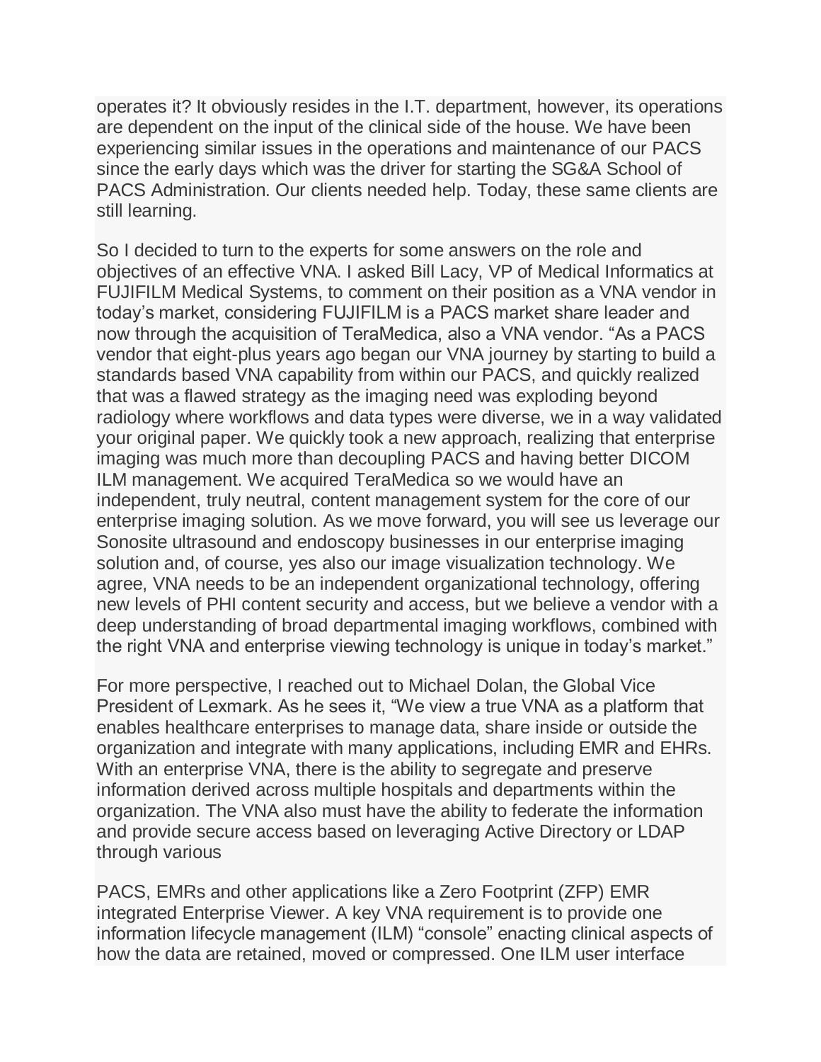operates it? It obviously resides in the I.T. department, however, its operations are dependent on the input of the clinical side of the house. We have been experiencing similar issues in the operations and maintenance of our PACS since the early days which was the driver for starting the SG&A School of PACS Administration. Our clients needed help. Today, these same clients are still learning.

So I decided to turn to the experts for some answers on the role and objectives of an effective VNA. I asked Bill Lacy, VP of Medical Informatics at FUJIFILM Medical Systems, to comment on their position as a VNA vendor in today's market, considering FUJIFILM is a PACS market share leader and now through the acquisition of TeraMedica, also a VNA vendor. "As a PACS vendor that eight-plus years ago began our VNA journey by starting to build a standards based VNA capability from within our PACS, and quickly realized that was a flawed strategy as the imaging need was exploding beyond radiology where workflows and data types were diverse, we in a way validated your original paper. We quickly took a new approach, realizing that enterprise imaging was much more than decoupling PACS and having better DICOM ILM management. We acquired TeraMedica so we would have an independent, truly neutral, content management system for the core of our enterprise imaging solution. As we move forward, you will see us leverage our Sonosite ultrasound and endoscopy businesses in our enterprise imaging solution and, of course, yes also our image visualization technology. We agree, VNA needs to be an independent organizational technology, offering new levels of PHI content security and access, but we believe a vendor with a deep understanding of broad departmental imaging workflows, combined with the right VNA and enterprise viewing technology is unique in today's market."

For more perspective, I reached out to Michael Dolan, the Global Vice President of Lexmark. As he sees it, "We view a true VNA as a platform that enables healthcare enterprises to manage data, share inside or outside the organization and integrate with many applications, including EMR and EHRs. With an enterprise VNA, there is the ability to segregate and preserve information derived across multiple hospitals and departments within the organization. The VNA also must have the ability to federate the information and provide secure access based on leveraging Active Directory or LDAP through various

PACS, EMRs and other applications like a Zero Footprint (ZFP) EMR integrated Enterprise Viewer. A key VNA requirement is to provide one information lifecycle management (ILM) "console" enacting clinical aspects of how the data are retained, moved or compressed. One ILM user interface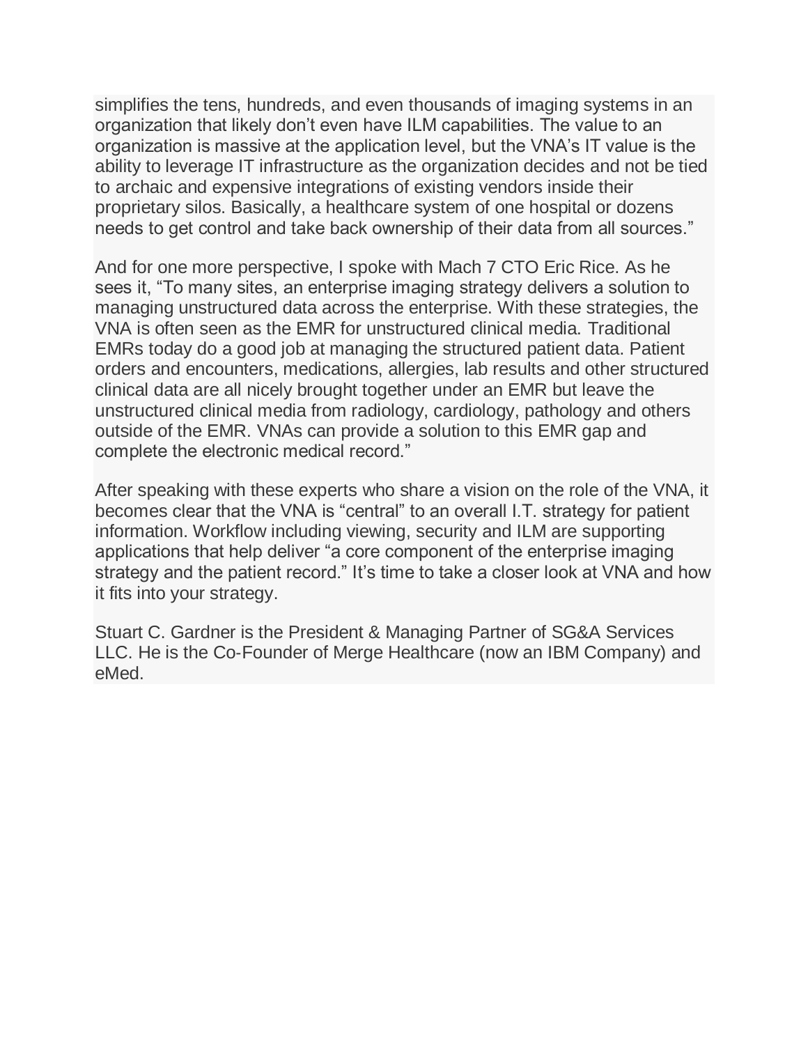simplifies the tens, hundreds, and even thousands of imaging systems in an organization that likely don't even have ILM capabilities. The value to an organization is massive at the application level, but the VNA's IT value is the ability to leverage IT infrastructure as the organization decides and not be tied to archaic and expensive integrations of existing vendors inside their proprietary silos. Basically, a healthcare system of one hospital or dozens needs to get control and take back ownership of their data from all sources."

And for one more perspective, I spoke with Mach 7 CTO Eric Rice. As he sees it, "To many sites, an enterprise imaging strategy delivers a solution to managing unstructured data across the enterprise. With these strategies, the VNA is often seen as the EMR for unstructured clinical media. Traditional EMRs today do a good job at managing the structured patient data. Patient orders and encounters, medications, allergies, lab results and other structured clinical data are all nicely brought together under an EMR but leave the unstructured clinical media from radiology, cardiology, pathology and others outside of the EMR. VNAs can provide a solution to this EMR gap and complete the electronic medical record."

After speaking with these experts who share a vision on the role of the VNA, it becomes clear that the VNA is "central" to an overall I.T. strategy for patient information. Workflow including viewing, security and ILM are supporting applications that help deliver "a core component of the enterprise imaging strategy and the patient record." It's time to take a closer look at VNA and how it fits into your strategy.

Stuart C. Gardner is the President & Managing Partner of SG&A Services LLC. He is the Co-Founder of Merge Healthcare (now an IBM Company) and eMed.